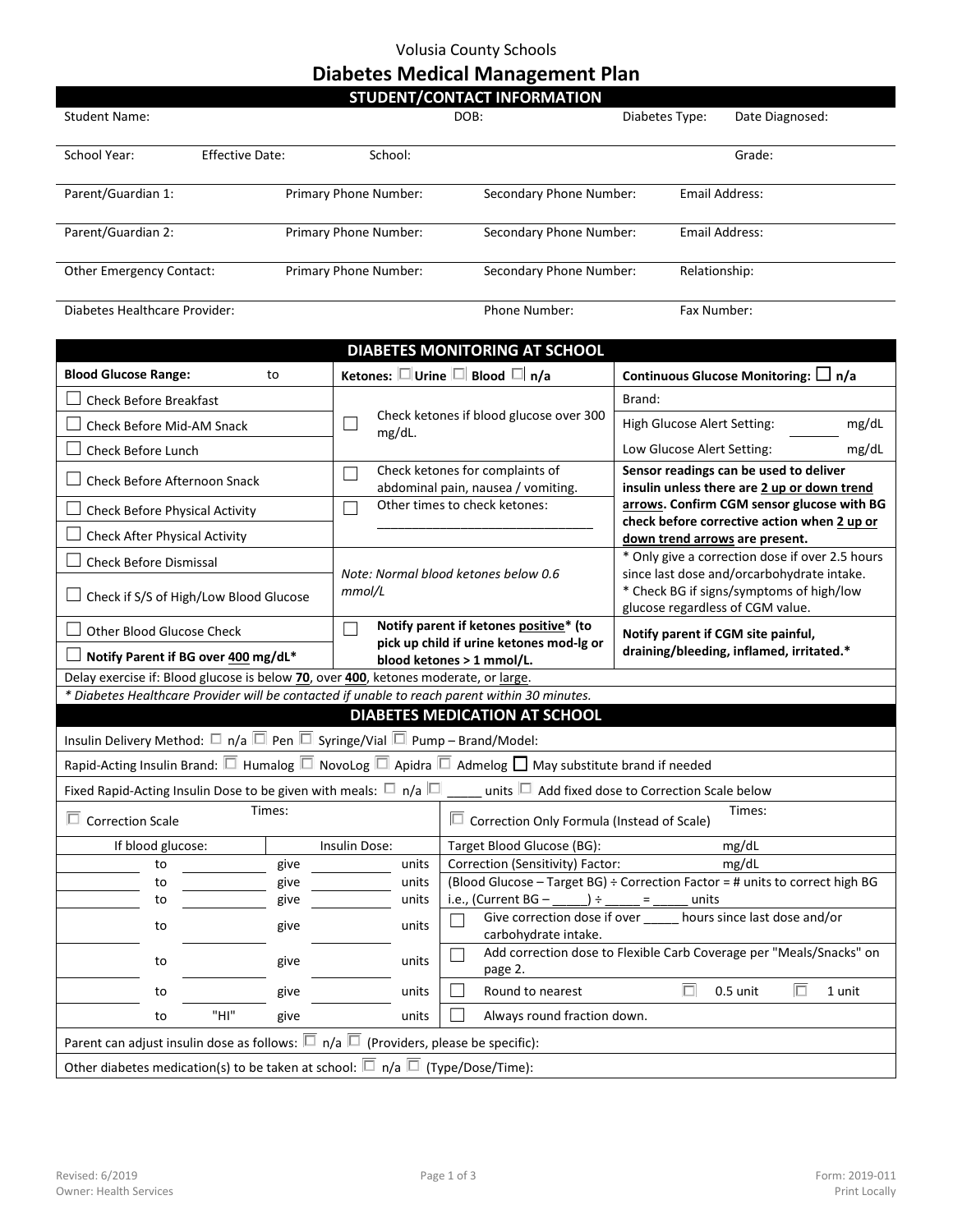Volusia County Schools

# Diabetes Medical Management Plan

## STUDENT/CONTACT INFORMATION

| Student Name: | | DOB: | Diabetes Type: | Date Diagnosed: |
|---|---|---|---|---|
| School Year: | Effective Date: | School: | | Grade: |
| Parent/Guardian 1: | Primary Phone Number: | Secondary Phone Number: | Email Address: | |
| Parent/Guardian 2: | Primary Phone Number: | Secondary Phone Number: | Email Address: | |
| Other Emergency Contact: | Primary Phone Number: | Secondary Phone Number: | Relationship: | |
| Diabetes Healthcare Provider: | | Phone Number: | Fax Number: | |

## DIABETES MONITORING AT SCHOOL

| **Blood Glucose Range:** to | **Ketones:** ☐ **Urine** ☐ **Blood** ☐ **n/a** | **Continuous Glucose Monitoring:** ☐ **n/a** |
|---|---|---|
| ☐ Check Before Breakfast | ☐ Check ketones if blood glucose over 300 mg/dL. | Brand: |
| ☐ Check Before Mid-AM Snack | | High Glucose Alert Setting: ______ mg/dL |
| ☐ Check Before Lunch | | Low Glucose Alert Setting: mg/dL |
| ☐ Check Before Afternoon Snack | ☐ Check ketones for complaints of abdominal pain, nausea / vomiting. | **Sensor readings can be used to deliver insulin unless there are <u>2 up or down trend arrows</u>. Confirm CGM sensor glucose with BG check before corrective action when <u>2 up or down trend arrows</u> are present.** |
| ☐ Check Before Physical Activity | ☐ Other times to check ketones: ______________________________ | |
| ☐ Check After Physical Activity | | |
| ☐ Check Before Dismissal | *Note: Normal blood ketones below 0.6 mmol/L* | * Only give a correction dose if over 2.5 hours since last dose and/orcarbohydrate intake.<br>* Check BG if signs/symptoms of high/low glucose regardless of CGM value. |
| ☐ Check if S/S of High/Low Blood Glucose | | |
| ☐ Other Blood Glucose Check | ☐ **Notify parent if ketones <u>positive</u>* (to pick up child if urine ketones mod-lg or blood ketones > 1 mmol/L.** | **Notify parent if CGM site painful, draining/bleeding, inflamed, irritated.*** |
| ☐ **Notify Parent if BG over <u>400</u> mg/dL*** | | |

Delay exercise if: Blood glucose is below **<u>70</u>**, over **<u>400</u>**, ketones moderate, or <u>large</u>.

*\* Diabetes Healthcare Provider will be contacted if unable to reach parent within 30 minutes.*

## DIABETES MEDICATION AT SCHOOL

Insulin Delivery Method: ☐ n/a ☐ Pen ☐ Syringe/Vial ☐ Pump – Brand/Model:

Rapid-Acting Insulin Brand: ☐ Humalog ☐ NovoLog ☐ Apidra ☐ Admelog ☐ May substitute brand if needed

Fixed Rapid-Acting Insulin Dose to be given with meals: ☐ n/a ☐ _____ units ☐ Add fixed dose to Correction Scale below

| ☐ Correction Scale | Times: | | | | | ☐ Correction Only Formula (Instead of Scale) | Times: |
|---|---|---|---|---|---|---|---|
| If blood glucose: | | | Insulin Dose: | | | Target Blood Glucose (BG): | mg/dL |
| _______ | to | _______ | give | _______ | units | Correction (Sensitivity) Factor: | mg/dL |
| _______ | to | _______ | give | _______ | units | (Blood Glucose – Target BG) ÷ Correction Factor = # units to correct high BG | |
| _______ | to | _______ | give | _______ | units | i.e., (Current BG – _____) ÷ _____ = _____ units | |
| _______ | to | _______ | give | _______ | units | ☐ Give correction dose if over _____ hours since last dose and/or carbohydrate intake. | |
| _______ | to | _______ | give | _______ | units | ☐ Add correction dose to Flexible Carb Coverage per "Meals/Snacks" on page 2. | |
| _______ | to | _______ | give | _______ | units | ☐ Round to nearest | ☐ 0.5 unit ☐ 1 unit |
| _______ | to | "HI" | give | _______ | units | ☐ Always round fraction down. | |

Parent can adjust insulin dose as follows: ☐ n/a ☐ (Providers, please be specific):

Other diabetes medication(s) to be taken at school: ☐ n/a ☐ (Type/Dose/Time):

Revised: 6/2019 Form: 2019-011
Owner: Health Services Print Locally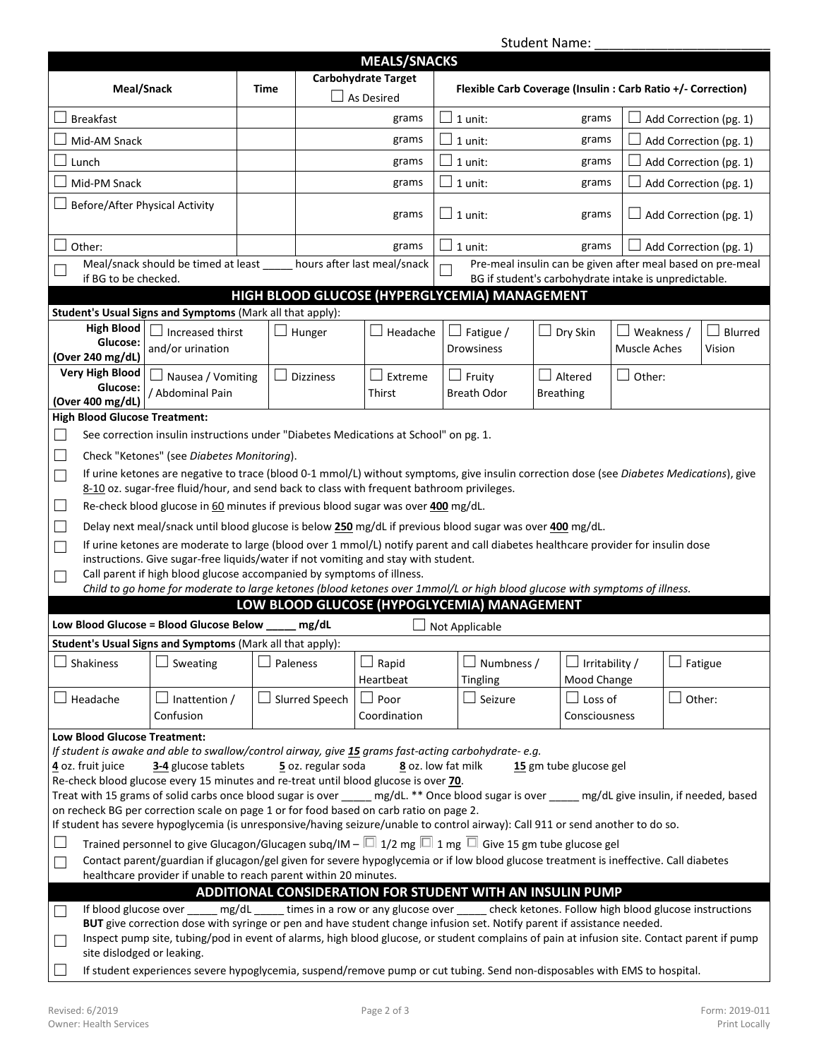Student Name: ________________________

## MEALS/SNACKS

| Meal/Snack | Time | Carbohydrate Target ☐ As Desired | Flexible Carb Coverage (Insulin : Carb Ratio +/- Correction) | |
|---|---|---|---|---|
| ☐ Breakfast | | grams | ☐ 1 unit: grams | ☐ Add Correction (pg. 1) |
| ☐ Mid-AM Snack | | grams | ☐ 1 unit: grams | ☐ Add Correction (pg. 1) |
| ☐ Lunch | | grams | ☐ 1 unit: grams | ☐ Add Correction (pg. 1) |
| ☐ Mid-PM Snack | | grams | ☐ 1 unit: grams | ☐ Add Correction (pg. 1) |
| ☐ Before/After Physical Activity | | grams | ☐ 1 unit: grams | ☐ Add Correction (pg. 1) |
| ☐ Other: | | grams | ☐ 1 unit: grams | ☐ Add Correction (pg. 1) |

☐ Meal/snack should be timed at least _____ hours after last meal/snack if BG to be checked.

☐ Pre-meal insulin can be given after meal based on pre-meal BG if student's carbohydrate intake is unpredictable.

## HIGH BLOOD GLUCOSE (HYPERGLYCEMIA) MANAGEMENT

**Student's Usual Signs and Symptoms** (Mark all that apply):

| | | | | | | | |
|---|---|---|---|---|---|---|---|
| **High Blood Glucose: (Over 240 mg/dL)** | ☐ Increased thirst and/or urination | ☐ Hunger | ☐ Headache | ☐ Fatigue / Drowsiness | ☐ Dry Skin | ☐ Weakness / Muscle Aches | ☐ Blurred Vision |
| **Very High Blood Glucose: (Over 400 mg/dL)** | ☐ Nausea / Vomiting / Abdominal Pain | ☐ Dizziness | ☐ Extreme Thirst | ☐ Fruity Breath Odor | ☐ Altered Breathing | ☐ Other: | |

**High Blood Glucose Treatment:**

- ☐ See correction insulin instructions under "Diabetes Medications at School" on pg. 1.
- ☐ Check "Ketones" (see *Diabetes Monitoring*).
- ☐ If urine ketones are negative to trace (blood 0-1 mmol/L) without symptoms, give insulin correction dose (see *Diabetes Medications*), give 8-10 oz. sugar-free fluid/hour, and send back to class with frequent bathroom privileges.
- ☐ Re-check blood glucose in 60 minutes if previous blood sugar was over **400** mg/dL.
- ☐ Delay next meal/snack until blood glucose is below **250** mg/dL if previous blood sugar was over **400** mg/dL.
- ☐ If urine ketones are moderate to large (blood over 1 mmol/L) notify parent and call diabetes healthcare provider for insulin dose instructions. Give sugar-free liquids/water if not vomiting and stay with student.
- ☐ Call parent if high blood glucose accompanied by symptoms of illness.
  *Child to go home for moderate to large ketones (blood ketones over 1mmol/L or high blood glucose with symptoms of illness.*

## LOW BLOOD GLUCOSE (HYPOGLYCEMIA) MANAGEMENT

**Low Blood Glucose = Blood Glucose Below _____ mg/dL** ☐ Not Applicable

**Student's Usual Signs and Symptoms** (Mark all that apply):

| | | | | | | |
|---|---|---|---|---|---|---|
| ☐ Shakiness | ☐ Sweating | ☐ Paleness | ☐ Rapid Heartbeat | ☐ Numbness / Tingling | ☐ Irritability / Mood Change | ☐ Fatigue |
| ☐ Headache | ☐ Inattention / Confusion | ☐ Slurred Speech | ☐ Poor Coordination | ☐ Seizure | ☐ Loss of Consciousness | ☐ Other: |

**Low Blood Glucose Treatment:**

*If student is awake and able to swallow/control airway, give* ***15*** *grams fast-acting carbohydrate- e.g.*

**4** oz. fruit juice    **3-4** glucose tablets    **5** oz. regular soda    **8** oz. low fat milk    **15** gm tube glucose gel

Re-check blood glucose every 15 minutes and re-treat until blood glucose is over **70**.

Treat with 15 grams of solid carbs once blood sugar is over _____ mg/dL. ** Once blood sugar is over _____ mg/dL give insulin, if needed, based on recheck BG per correction scale on page 1 or for food based on carb ratio on page 2.

If student has severe hypoglycemia (is unresponsive/having seizure/unable to control airway): Call 911 or send another to do so.

- ☐ Trained personnel to give Glucagon/Glucagen subq/IM – ☐ 1/2 mg ☐ 1 mg ☐ Give 15 gm tube glucose gel
- ☐ Contact parent/guardian if glucagon/gel given for severe hypoglycemia or if low blood glucose treatment is ineffective. Call diabetes healthcare provider if unable to reach parent within 20 minutes.

## ADDITIONAL CONSIDERATION FOR STUDENT WITH AN INSULIN PUMP

- ☐ If blood glucose over _____ mg/dL _____ times in a row or any glucose over _____ check ketones. Follow high blood glucose instructions **BUT** give correction dose with syringe or pen and have student change infusion set. Notify parent if assistance needed.
- ☐ Inspect pump site, tubing/pod in event of alarms, high blood glucose, or student complains of pain at infusion site. Contact parent if pump site dislodged or leaking.
- ☐ If student experiences severe hypoglycemia, suspend/remove pump or cut tubing. Send non-disposables with EMS to hospital.

Revised: 6/2019
Owner: Health Services

Form: 2019-011
Print Locally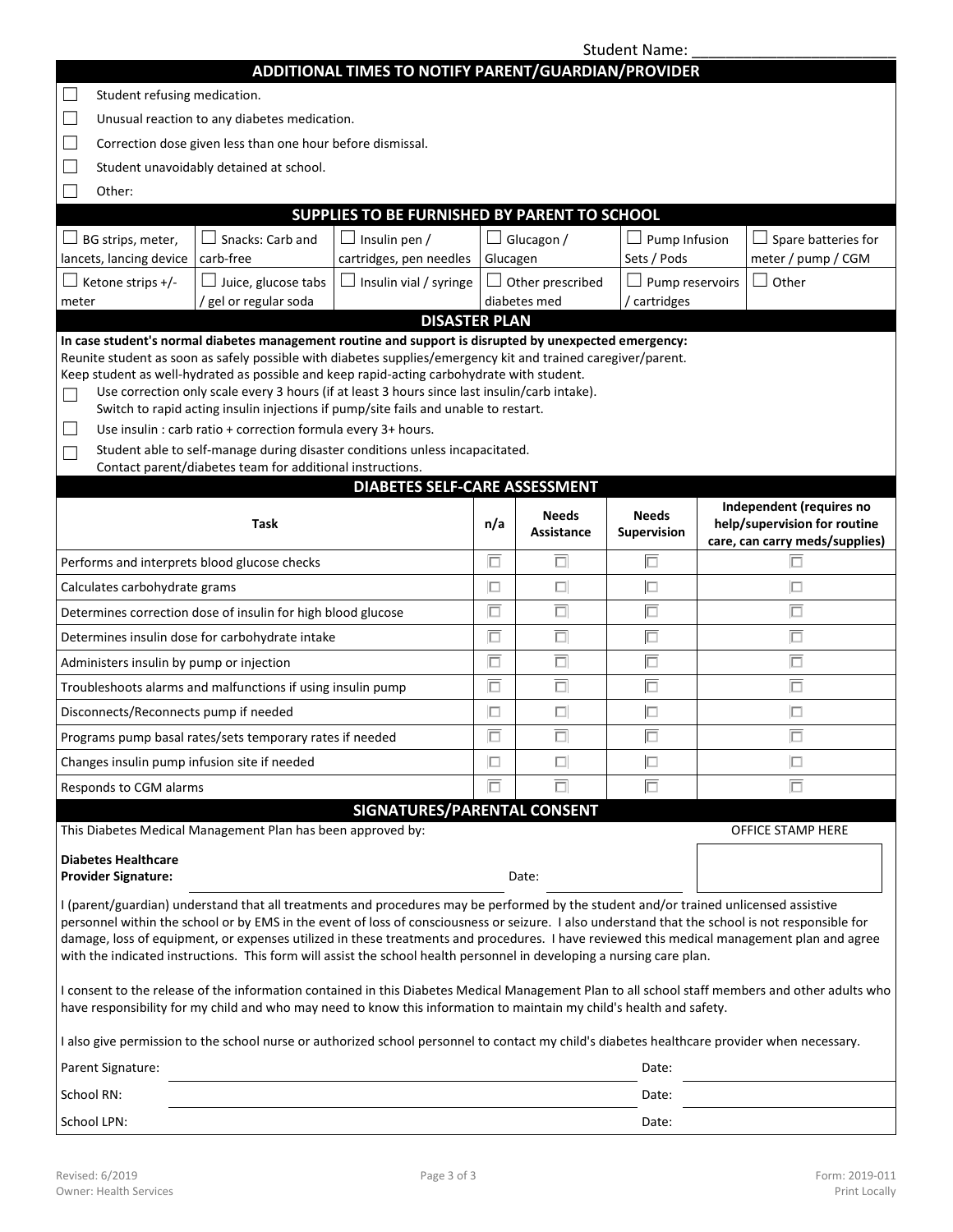Student Name: ______________________

## ADDITIONAL TIMES TO NOTIFY PARENT/GUARDIAN/PROVIDER

☐ Student refusing medication.

☐ Unusual reaction to any diabetes medication.

☐ Correction dose given less than one hour before dismissal.

☐ Student unavoidably detained at school.

☐ Other:

## SUPPLIES TO BE FURNISHED BY PARENT TO SCHOOL

| | | | | | |
|---|---|---|---|---|---|
| ☐ BG strips, meter, lancets, lancing device | ☐ Snacks: Carb and carb-free | ☐ Insulin pen / cartridges, pen needles | ☐ Glucagon / Glucagen | ☐ Pump Infusion Sets / Pods | ☐ Spare batteries for meter / pump / CGM |
| ☐ Ketone strips +/- meter | ☐ Juice, glucose tabs / gel or regular soda | ☐ Insulin vial / syringe | ☐ Other prescribed diabetes med | ☐ Pump reservoirs / cartridges | ☐ Other |

## DISASTER PLAN

**In case student's normal diabetes management routine and support is disrupted by unexpected emergency:**

Reunite student as soon as safely possible with diabetes supplies/emergency kit and trained caregiver/parent.

Keep student as well-hydrated as possible and keep rapid-acting carbohydrate with student.

☐ Use correction only scale every 3 hours (if at least 3 hours since last insulin/carb intake). Switch to rapid acting insulin injections if pump/site fails and unable to restart.

☐ Use insulin : carb ratio + correction formula every 3+ hours.

☐ Student able to self-manage during disaster conditions unless incapacitated. Contact parent/diabetes team for additional instructions.

## DIABETES SELF-CARE ASSESSMENT

| Task | n/a | Needs Assistance | Needs Supervision | Independent (requires no help/supervision for routine care, can carry meds/supplies) |
|---|---|---|---|---|
| Performs and interprets blood glucose checks | ☐ | ☐ | ☐ | ☐ |
| Calculates carbohydrate grams | ☐ | ☐ | ☐ | ☐ |
| Determines correction dose of insulin for high blood glucose | ☐ | ☐ | ☐ | ☐ |
| Determines insulin dose for carbohydrate intake | ☐ | ☐ | ☐ | ☐ |
| Administers insulin by pump or injection | ☐ | ☐ | ☐ | ☐ |
| Troubleshoots alarms and malfunctions if using insulin pump | ☐ | ☐ | ☐ | ☐ |
| Disconnects/Reconnects pump if needed | ☐ | ☐ | ☐ | ☐ |
| Programs pump basal rates/sets temporary rates if needed | ☐ | ☐ | ☐ | ☐ |
| Changes insulin pump infusion site if needed | ☐ | ☐ | ☐ | ☐ |
| Responds to CGM alarms | ☐ | ☐ | ☐ | ☐ |

## SIGNATURES/PARENTAL CONSENT

This Diabetes Medical Management Plan has been approved by:

OFFICE STAMP HERE

**Diabetes Healthcare Provider Signature:** ______________________ Date: ______________

I (parent/guardian) understand that all treatments and procedures may be performed by the student and/or trained unlicensed assistive personnel within the school or by EMS in the event of loss of consciousness or seizure. I also understand that the school is not responsible for damage, loss of equipment, or expenses utilized in these treatments and procedures. I have reviewed this medical management plan and agree with the indicated instructions. This form will assist the school health personnel in developing a nursing care plan.

I consent to the release of the information contained in this Diabetes Medical Management Plan to all school staff members and other adults who have responsibility for my child and who may need to know this information to maintain my child's health and safety.

I also give permission to the school nurse or authorized school personnel to contact my child's diabetes healthcare provider when necessary.

Parent Signature: ______________________ Date: ______________

School RN: ______________________ Date: ______________

School LPN: ______________________ Date: ______________

Revised: 6/2019
Owner: Health Services

Form: 2019-011
Print Locally